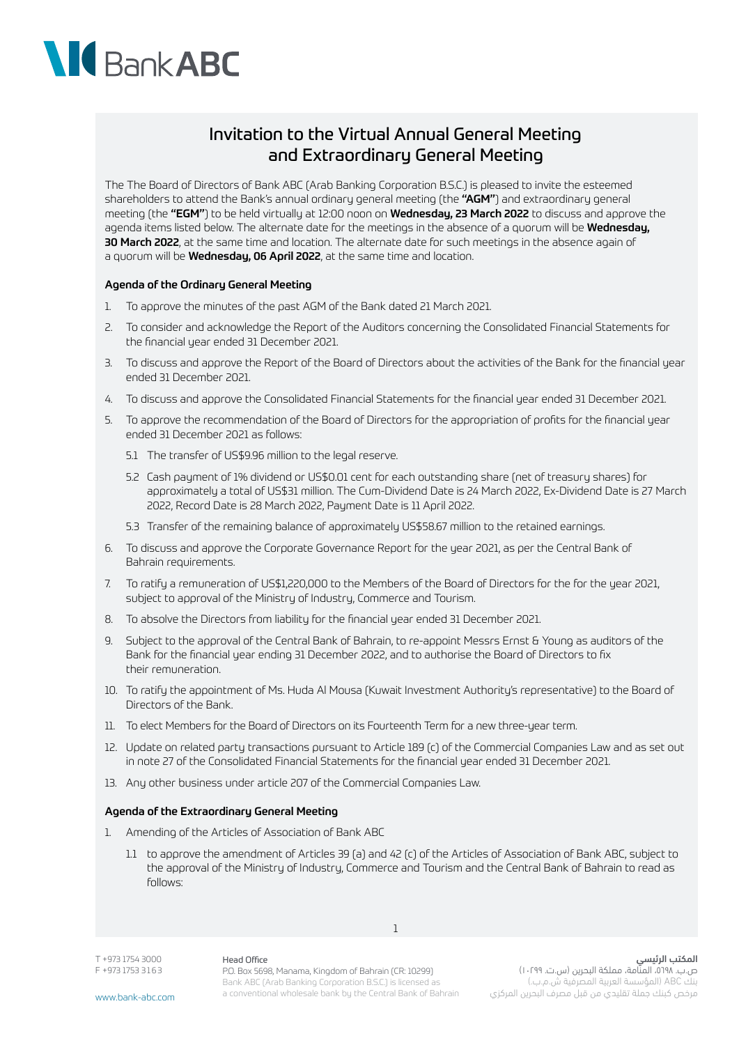# Invitation to the Virtual Annual General Meeting and Extraordinary General Meeting

The The Board of Directors of Bank ABC (Arab Banking Corporation B.S.C.) is pleased to invite the esteemed shareholders to attend the Bank's annual ordinary general meeting (the **"AGM"**) and extraordinary general meeting (the **"EGM"**) to be held virtually at 12:00 noon on **Wednesday, 23 March 2022** to discuss and approve the agenda items listed below. The alternate date for the meetings in the absence of a quorum will be **Wednesday, 30 March 2022**, at the same time and location. The alternate date for such meetings in the absence again of a quorum will be **Wednesday, 06 April 2022**, at the same time and location.

### Agenda of the Ordinary General Meeting

1. To approve the minutes of the past AGM of the Bank dated 21 March 2021.
2. To consider and acknowledge the Report of the Auditors concerning the Consolidated Financial Statements for the financial year ended 31 December 2021.
3. To discuss and approve the Report of the Board of Directors about the activities of the Bank for the financial year ended 31 December 2021.
4. To discuss and approve the Consolidated Financial Statements for the financial year ended 31 December 2021.
5. To approve the recommendation of the Board of Directors for the appropriation of profits for the financial year ended 31 December 2021 as follows:
   - 5.1 The transfer of US$9.96 million to the legal reserve.
   - 5.2 Cash payment of 1% dividend or US$0.01 cent for each outstanding share (net of treasury shares) for approximately a total of US$31 million. The Cum-Dividend Date is 24 March 2022, Ex-Dividend Date is 27 March 2022, Record Date is 28 March 2022, Payment Date is 11 April 2022.
   - 5.3 Transfer of the remaining balance of approximately US$58.67 million to the retained earnings.
6. To discuss and approve the Corporate Governance Report for the year 2021, as per the Central Bank of Bahrain requirements.
7. To ratify a remuneration of US$1,220,000 to the Members of the Board of Directors for the for the year 2021, subject to approval of the Ministry of Industry, Commerce and Tourism.
8. To absolve the Directors from liability for the financial year ended 31 December 2021.
9. Subject to the approval of the Central Bank of Bahrain, to re-appoint Messrs Ernst & Young as auditors of the Bank for the financial year ending 31 December 2022, and to authorise the Board of Directors to fix their remuneration.
10. To ratify the appointment of Ms. Huda Al Mousa (Kuwait Investment Authority's representative) to the Board of Directors of the Bank.
11. To elect Members for the Board of Directors on its Fourteenth Term for a new three-year term.
12. Update on related party transactions pursuant to Article 189 (c) of the Commercial Companies Law and as set out in note 27 of the Consolidated Financial Statements for the financial year ended 31 December 2021.
13. Any other business under article 207 of the Commercial Companies Law.

### Agenda of the Extraordinary General Meeting

1. Amending of the Articles of Association of Bank ABC
   - 1.1 to approve the amendment of Articles 39 (a) and 42 (c) of the Articles of Association of Bank ABC, subject to the approval of the Ministry of Industry, Commerce and Tourism and the Central Bank of Bahrain to read as follows: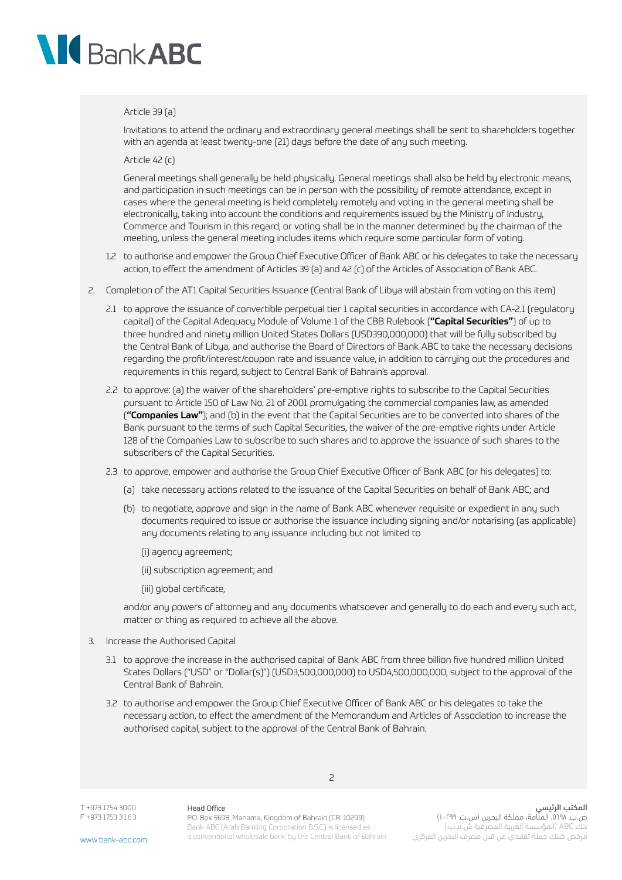Article 39 (a)

Invitations to attend the ordinary and extraordinary general meetings shall be sent to shareholders together with an agenda at least twenty-one (21) days before the date of any such meeting.

Article 42 (c)

General meetings shall generally be held physically. General meetings shall also be held by electronic means, and participation in such meetings can be in person with the possibility of remote attendance, except in cases where the general meeting is held completely remotely and voting in the general meeting shall be electronically, taking into account the conditions and requirements issued by the Ministry of Industry, Commerce and Tourism in this regard, or voting shall be in the manner determined by the chairman of the meeting, unless the general meeting includes items which require some particular form of voting.

1.2 to authorise and empower the Group Chief Executive Officer of Bank ABC or his delegates to take the necessary action, to effect the amendment of Articles 39 (a) and 42 (c) of the Articles of Association of Bank ABC.

2. Completion of the AT1 Capital Securities Issuance (Central Bank of Libya will abstain from voting on this item)

2.1 to approve the issuance of convertible perpetual tier 1 capital securities in accordance with CA-2.1 (regulatory capital) of the Capital Adequacy Module of Volume 1 of the CBB Rulebook (**"Capital Securities"**) of up to three hundred and ninety million United States Dollars (USD390,000,000) that will be fully subscribed by the Central Bank of Libya, and authorise the Board of Directors of Bank ABC to take the necessary decisions regarding the profit/interest/coupon rate and issuance value, in addition to carrying out the procedures and requirements in this regard, subject to Central Bank of Bahrain's approval.

2.2 to approve: (a) the waiver of the shareholders' pre-emptive rights to subscribe to the Capital Securities pursuant to Article 150 of Law No. 21 of 2001 promulgating the commercial companies law, as amended (**"Companies Law"**); and (b) in the event that the Capital Securities are to be converted into shares of the Bank pursuant to the terms of such Capital Securities, the waiver of the pre-emptive rights under Article 128 of the Companies Law to subscribe to such shares and to approve the issuance of such shares to the subscribers of the Capital Securities.

2.3 to approve, empower and authorise the Group Chief Executive Officer of Bank ABC (or his delegates) to:

(a) take necessary actions related to the issuance of the Capital Securities on behalf of Bank ABC; and

(b) to negotiate, approve and sign in the name of Bank ABC whenever requisite or expedient in any such documents required to issue or authorise the issuance including signing and/or notarising (as applicable) any documents relating to any issuance including but not limited to

(i) agency agreement;

(ii) subscription agreement; and

(iii) global certificate,

and/or any powers of attorney and any documents whatsoever and generally to do each and every such act, matter or thing as required to achieve all the above.

3. Increase the Authorised Capital

3.1 to approve the increase in the authorised capital of Bank ABC from three billion five hundred million United States Dollars ("USD" or "Dollar(s)") (USD3,500,000,000) to USD4,500,000,000, subject to the approval of the Central Bank of Bahrain.

3.2 to authorise and empower the Group Chief Executive Officer of Bank ABC or his delegates to take the necessary action, to effect the amendment of the Memorandum and Articles of Association to increase the authorised capital, subject to the approval of the Central Bank of Bahrain.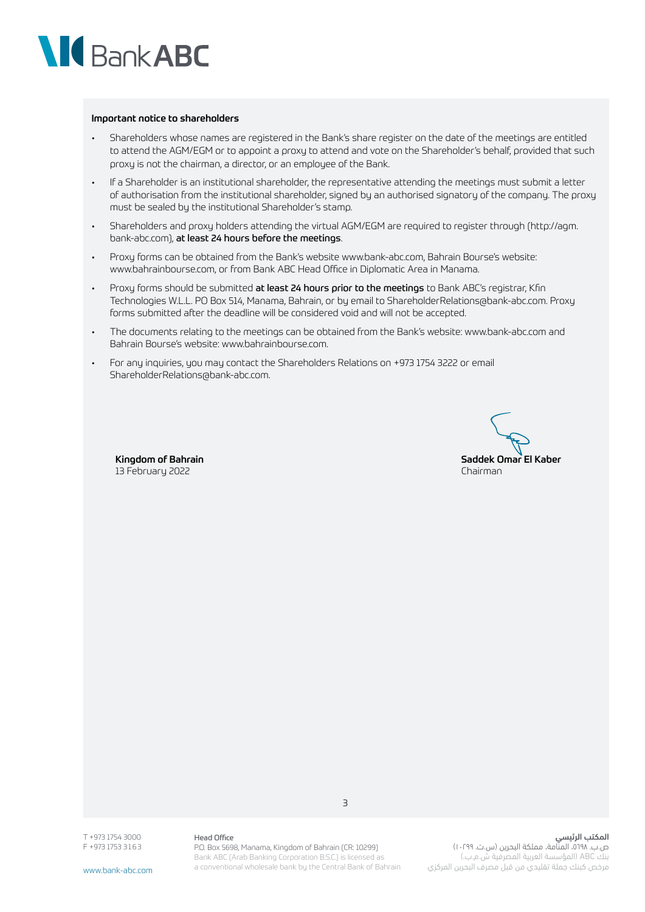**Important notice to shareholders**

- Shareholders whose names are registered in the Bank's share register on the date of the meetings are entitled to attend the AGM/EGM or to appoint a proxy to attend and vote on the Shareholder's behalf, provided that such proxy is not the chairman, a director, or an employee of the Bank.
- If a Shareholder is an institutional shareholder, the representative attending the meetings must submit a letter of authorisation from the institutional shareholder, signed by an authorised signatory of the company. The proxy must be sealed by the institutional Shareholder's stamp.
- Shareholders and proxy holders attending the virtual AGM/EGM are required to register through (http://agm.bank-abc.com), **at least 24 hours before the meetings**.
- Proxy forms can be obtained from the Bank's website www.bank-abc.com, Bahrain Bourse's website: www.bahrainbourse.com, or from Bank ABC Head Office in Diplomatic Area in Manama.
- Proxy forms should be submitted **at least 24 hours prior to the meetings** to Bank ABC's registrar, Kfin Technologies W.L.L. PO Box 514, Manama, Bahrain, or by email to ShareholderRelations@bank-abc.com. Proxy forms submitted after the deadline will be considered void and will not be accepted.
- The documents relating to the meetings can be obtained from the Bank's website: www.bank-abc.com and Bahrain Bourse's website: www.bahrainbourse.com.
- For any inquiries, you may contact the Shareholders Relations on +973 1754 3222 or email ShareholderRelations@bank-abc.com.

**Kingdom of Bahrain**
13 February 2022

**Saddek Omar El Kaber**
Chairman